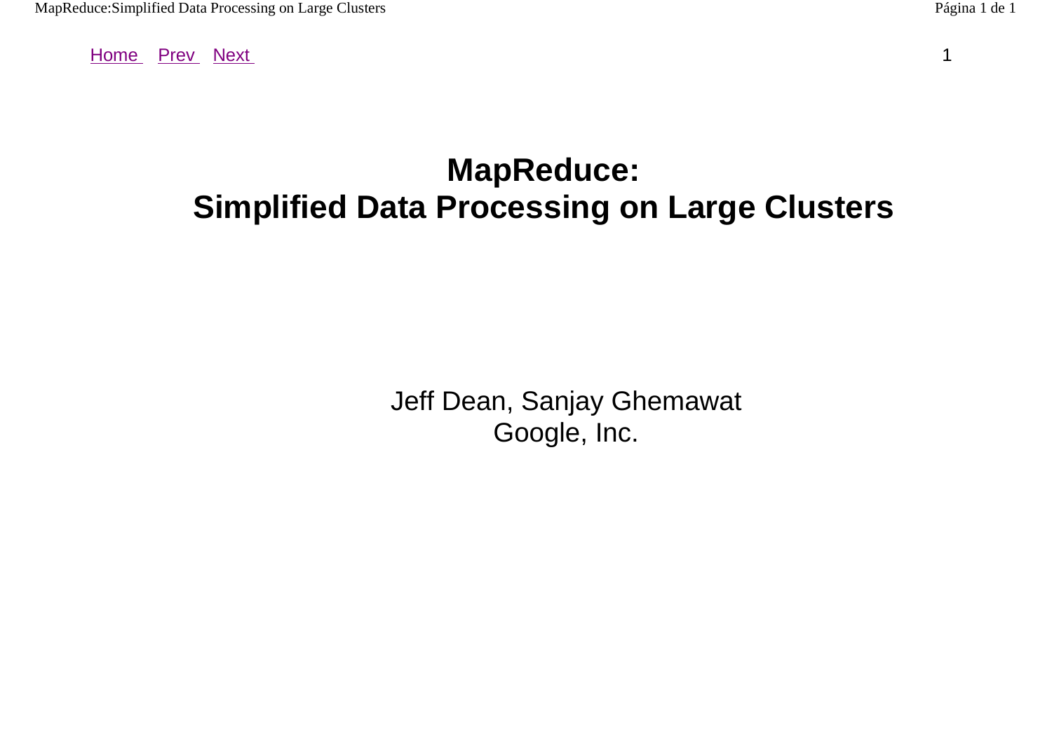# MapReduce:
# Simplified Data Processing on Large Clusters

Jeff Dean, Sanjay Ghemawat
Google, Inc.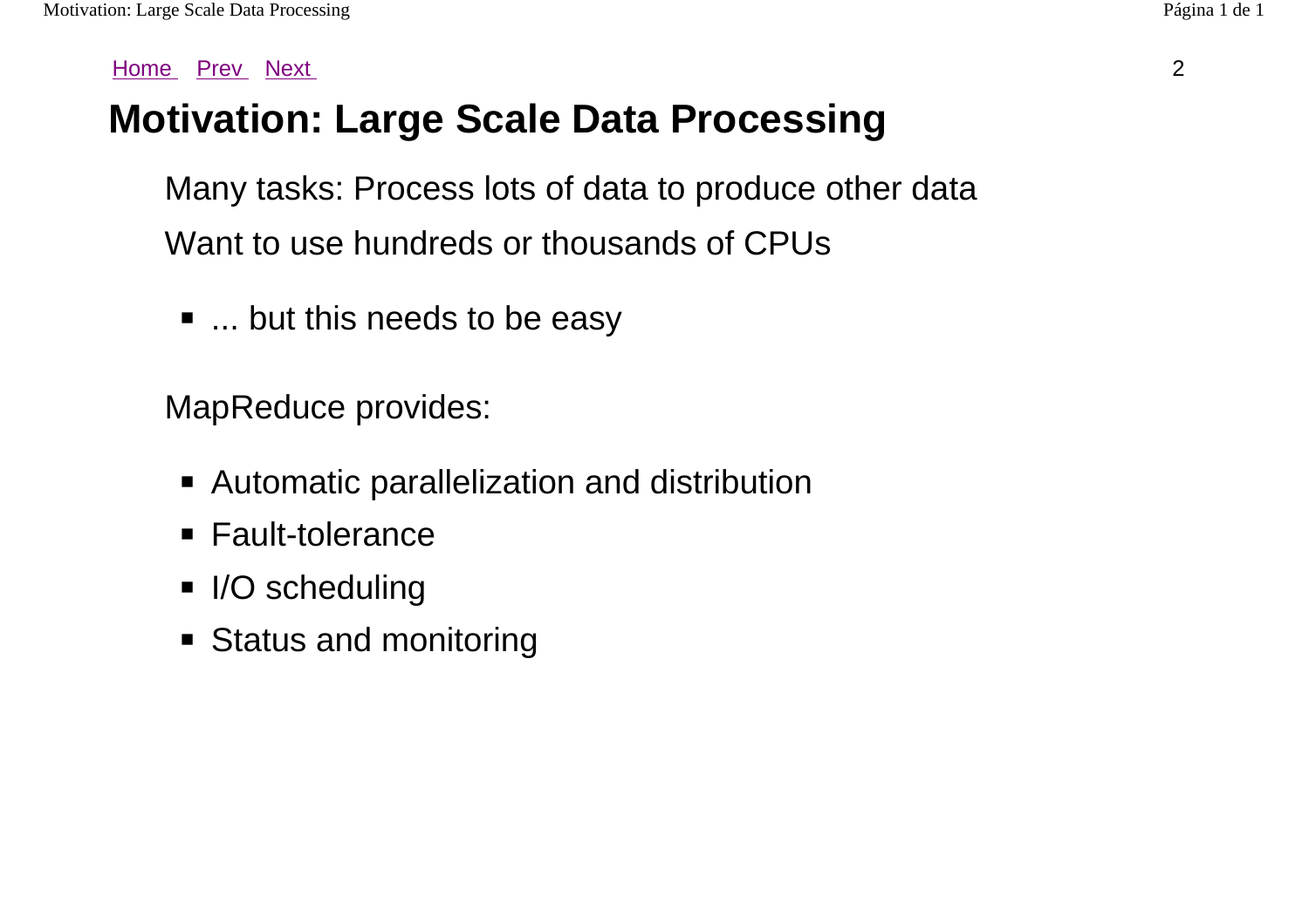# Motivation: Large Scale Data Processing

Many tasks: Process lots of data to produce other data

Want to use hundreds or thousands of CPUs

- ... but this needs to be easy

MapReduce provides:

- Automatic parallelization and distribution
- Fault-tolerance
- I/O scheduling
- Status and monitoring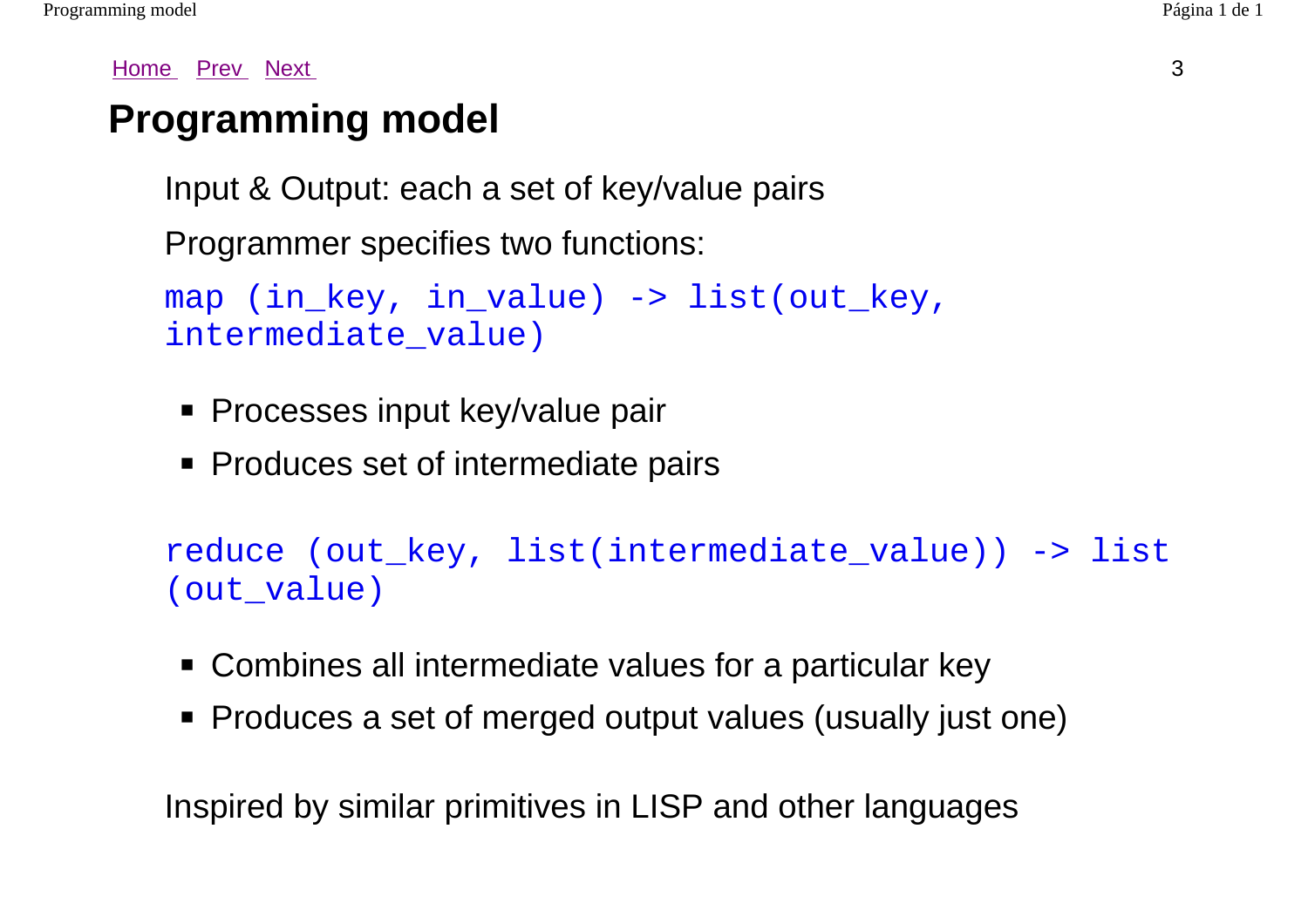# Programming model

Input & Output: each a set of key/value pairs

Programmer specifies two functions:

```
map (in_key, in_value) -> list(out_key, intermediate_value)
```

- Processes input key/value pair
- Produces set of intermediate pairs

```
reduce (out_key, list(intermediate_value)) -> list(out_value)
```

- Combines all intermediate values for a particular key
- Produces a set of merged output values (usually just one)

Inspired by similar primitives in LISP and other languages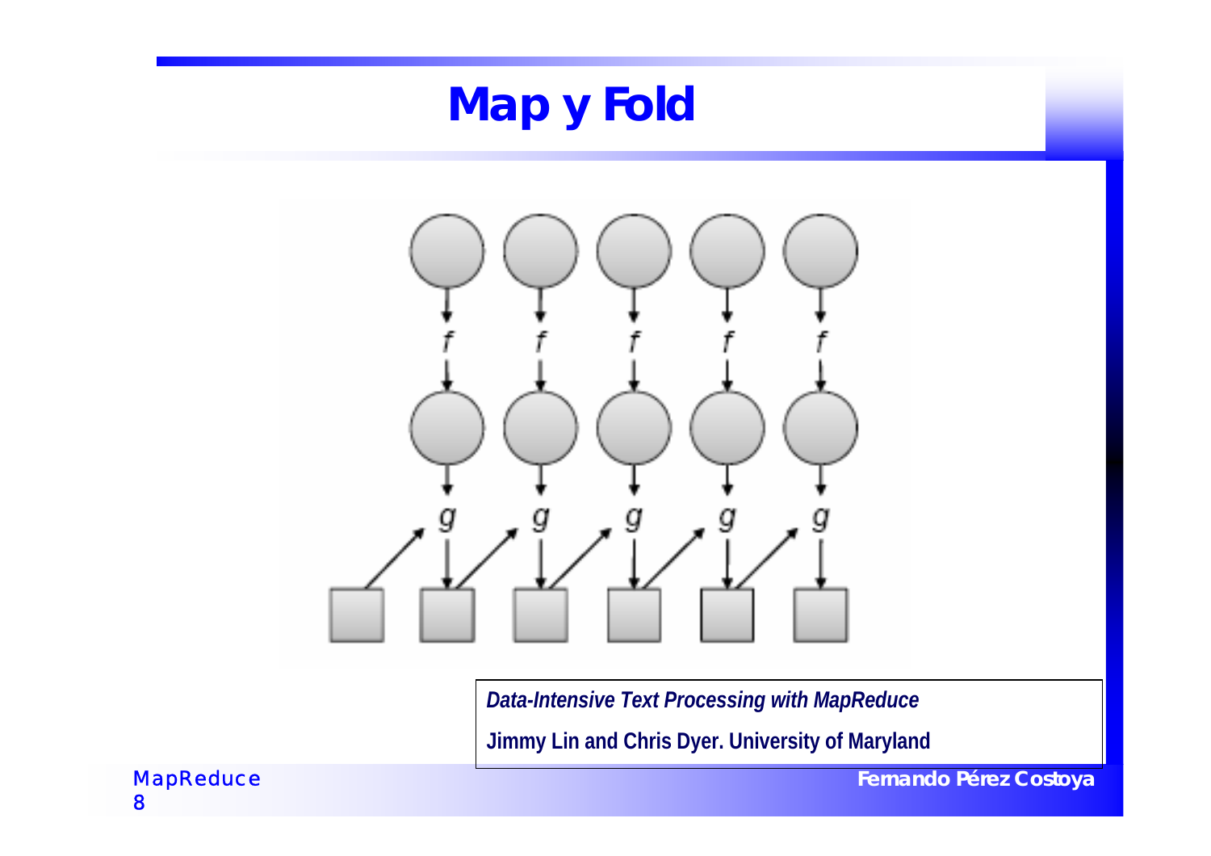# Map y Fold

*Data-Intensive Text Processing with MapReduce*

**Jimmy Lin and Chris Dyer. University of Maryland**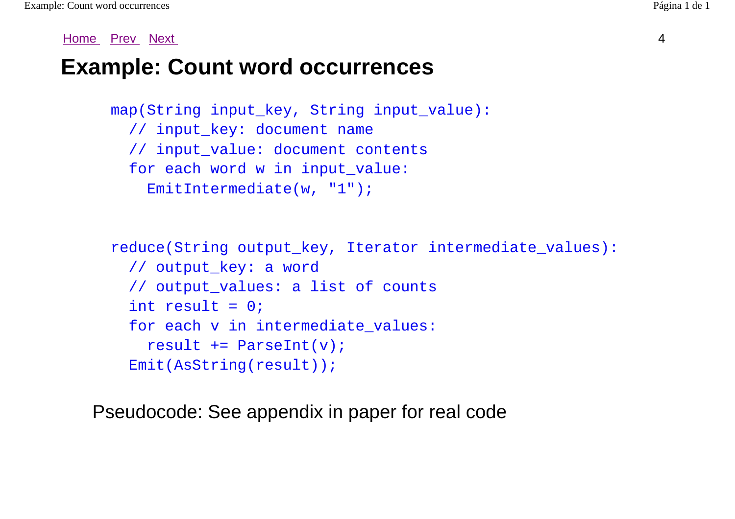Home Prev Next

# Example: Count word occurrences

```
map(String input_key, String input_value):
  // input_key: document name
  // input_value: document contents
  for each word w in input_value:
    EmitIntermediate(w, "1");


reduce(String output_key, Iterator intermediate_values):
  // output_key: a word
  // output_values: a list of counts
  int result = 0;
  for each v in intermediate_values:
    result += ParseInt(v);
  Emit(AsString(result));
```

Pseudocode: See appendix in paper for real code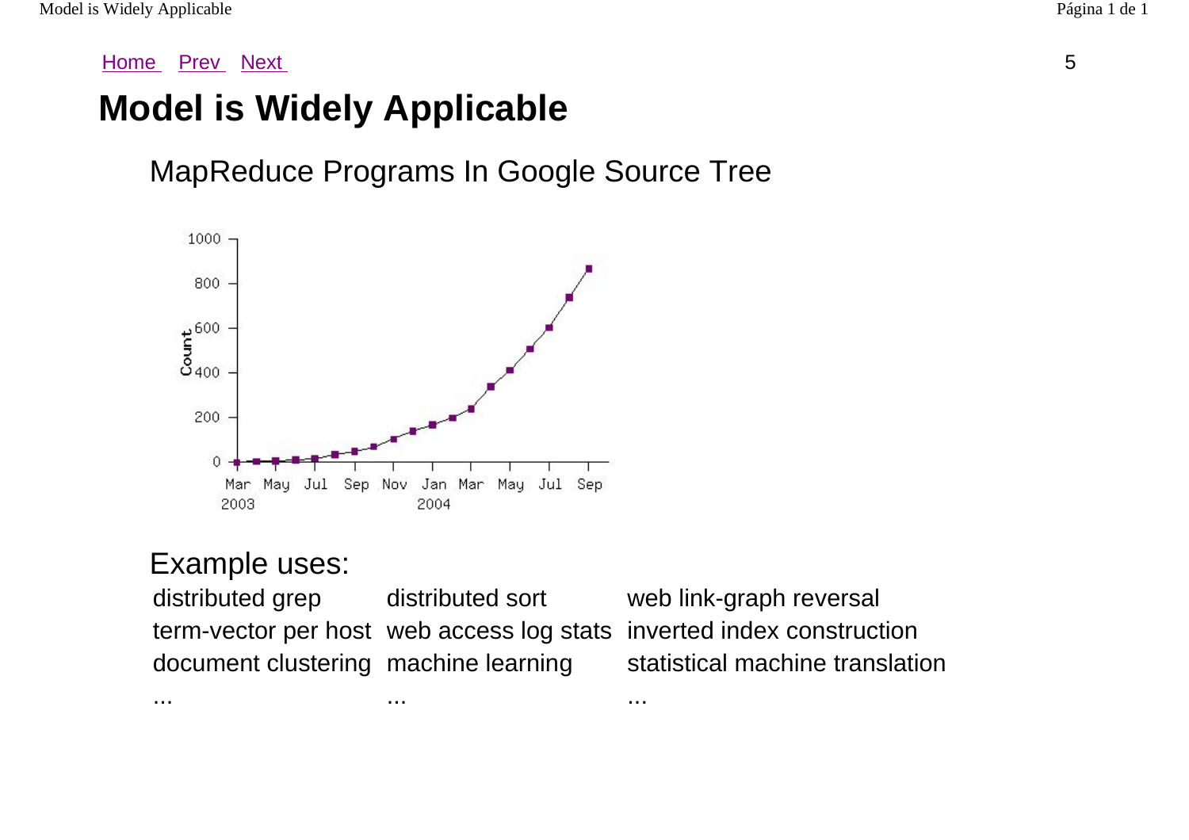Home Prev Next

# Model is Widely Applicable

## MapReduce Programs In Google Source Tree

## Example uses:

| | | |
|---|---|---|
| distributed grep | distributed sort | web link-graph reversal |
| term-vector per host | web access log stats | inverted index construction |
| document clustering | machine learning | statistical machine translation |
| ... | ... | ... |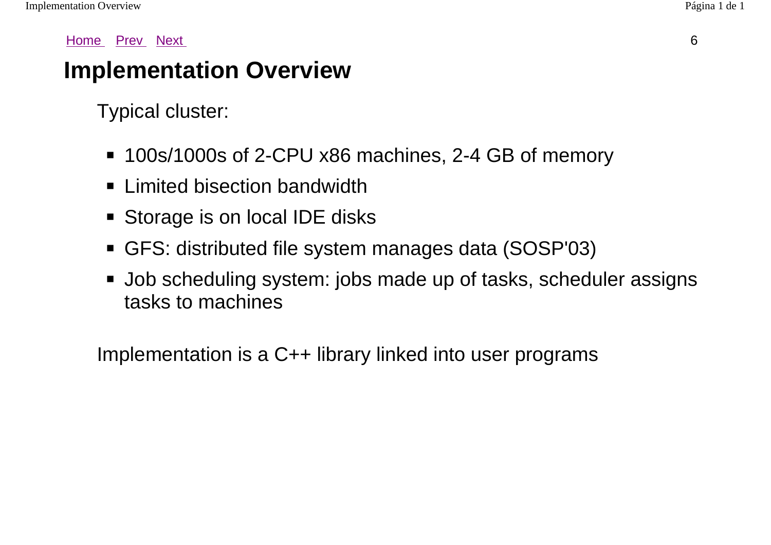# Implementation Overview

Typical cluster:

- 100s/1000s of 2-CPU x86 machines, 2-4 GB of memory
- Limited bisection bandwidth
- Storage is on local IDE disks
- GFS: distributed file system manages data (SOSP'03)
- Job scheduling system: jobs made up of tasks, scheduler assigns tasks to machines

Implementation is a C++ library linked into user programs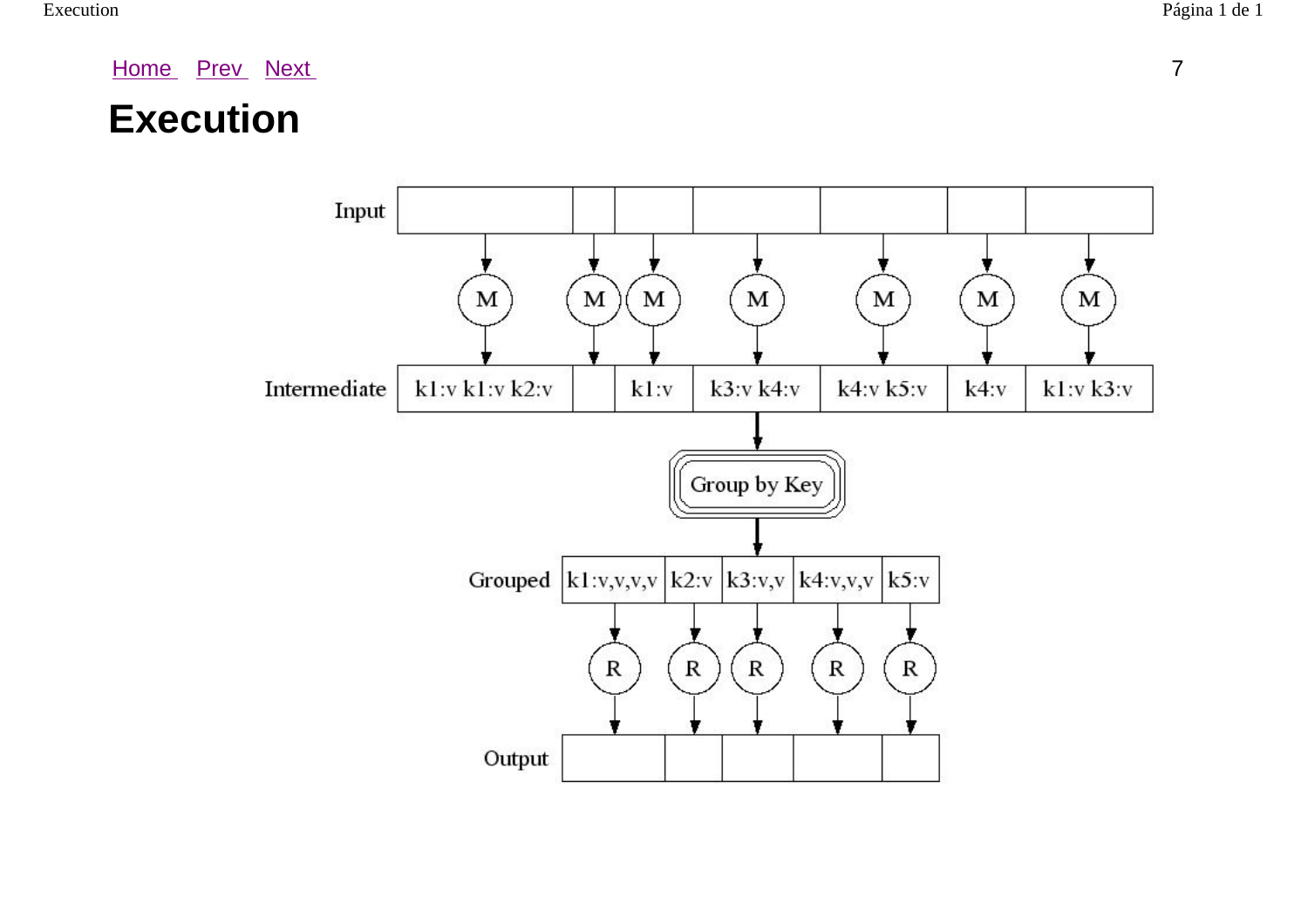Home Prev Next

# Execution

Input

M M M M M M M

Intermediate

| k1:v k1:v k2:v | | k1:v | k3:v k4:v | k4:v k5:v | k4:v | k1:v k3:v |
|---|---|---|---|---|---|---|

Group by Key

Grouped

| k1:v,v,v,v | k2:v | k3:v,v | k4:v,v,v | k5:v |
|---|---|---|---|---|

R R R R R

Output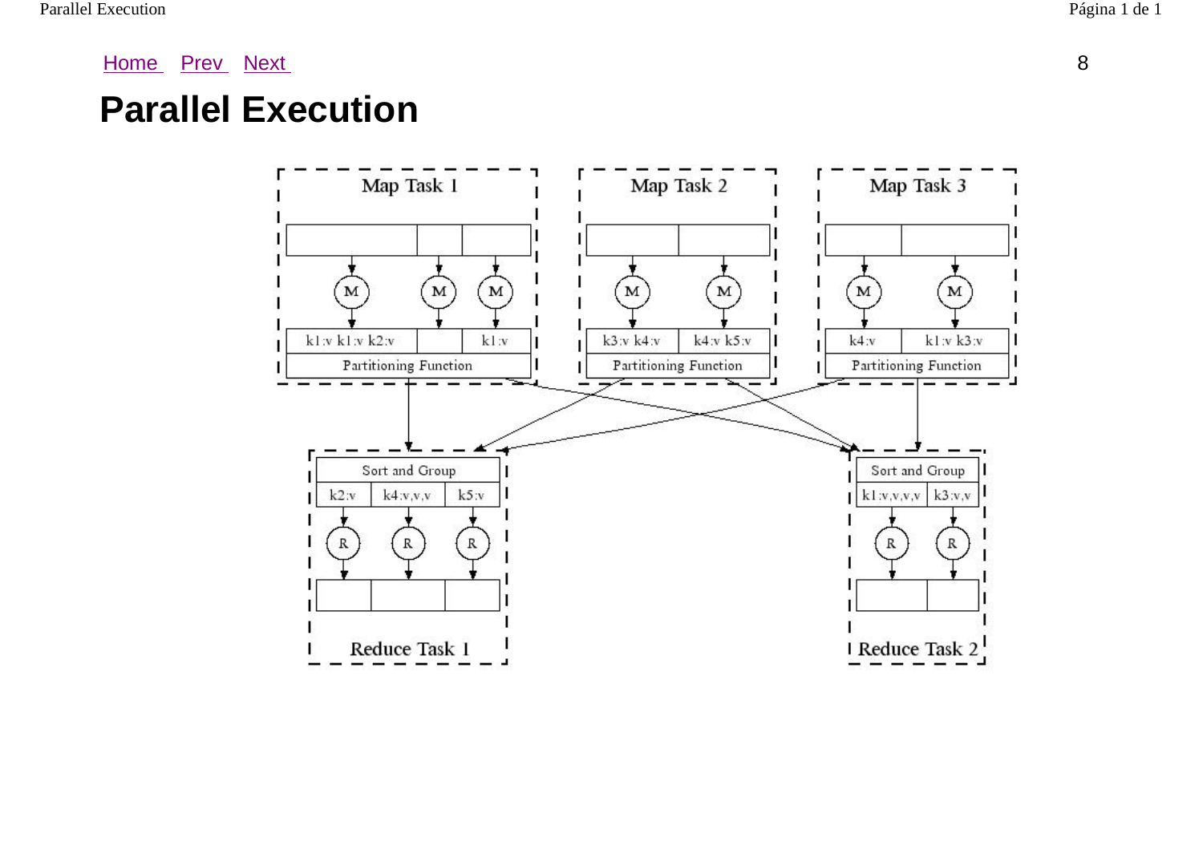Home Prev Next

# Parallel Execution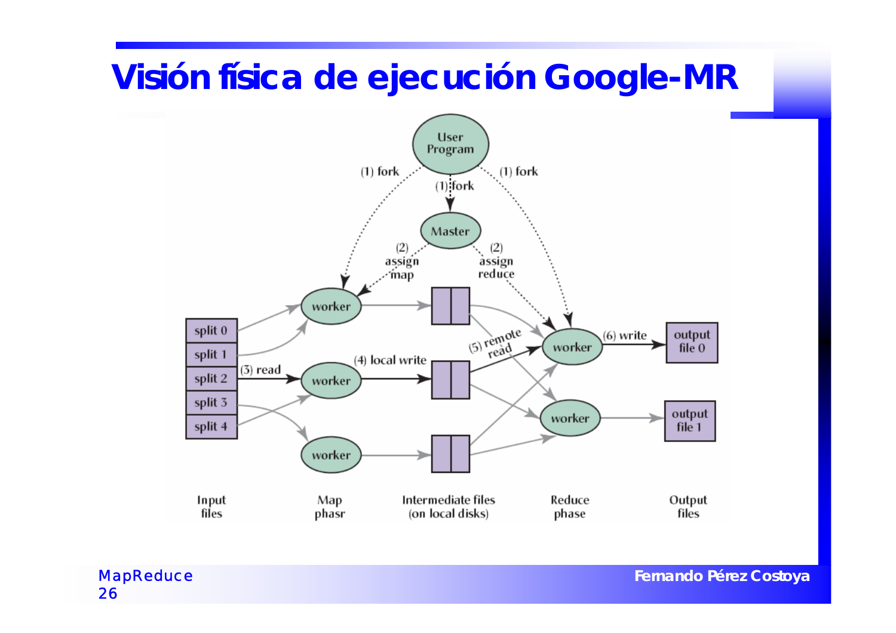# Visión física de ejecución Google-MR

User Program

(1) fork

(1) fork

(1) fork

Master

(2) assign map

(2) assign reduce

split 0
split 1
split 2
split 3
split 4

(3) read

worker

worker

worker

(4) local write

(5) remote read

worker

worker

(6) write

output file 0

output file 1

Input files

Map phasr

Intermediate files (on local disks)

Reduce phase

Output files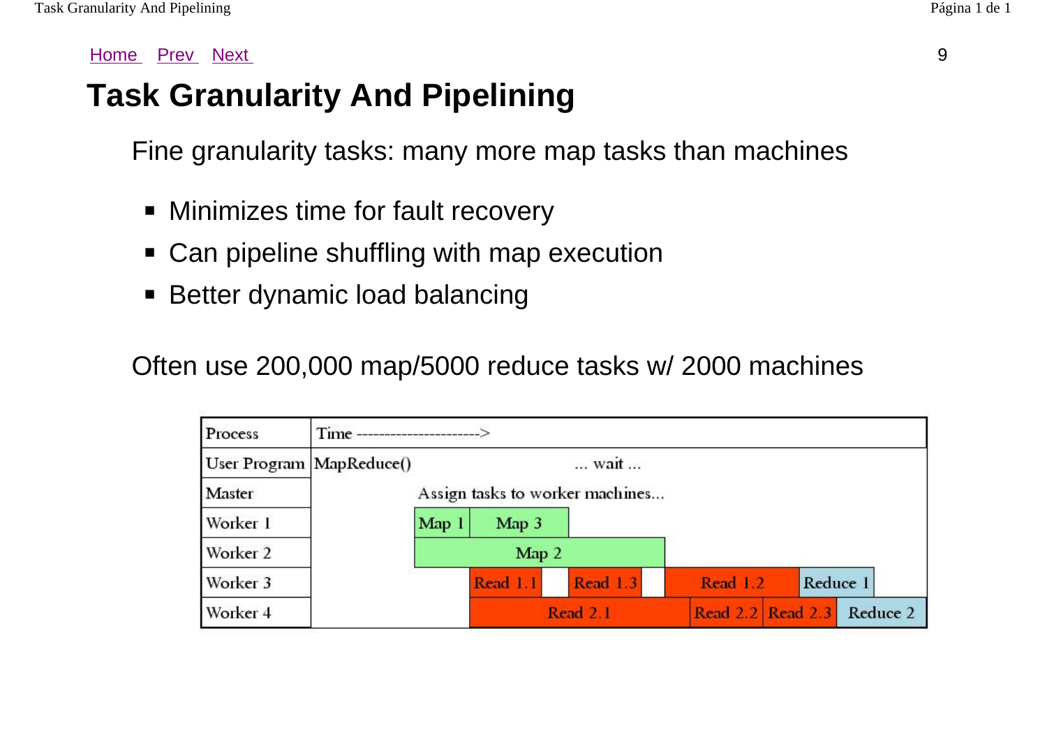Home Prev Next

# Task Granularity And Pipelining

Fine granularity tasks: many more map tasks than machines

- Minimizes time for fault recovery
- Can pipeline shuffling with map execution
- Better dynamic load balancing

Often use 200,000 map/5000 reduce tasks w/ 2000 machines

| Process | Time ----------------------> | | | | | | | |
|---|---|---|---|---|---|---|---|---|
| User Program | MapReduce() | ... wait ... | | | | | | |
| Master | | Assign tasks to worker machines... | | | | | | |
| Worker 1 | | Map 1 | Map 3 | | | | | |
| Worker 2 | | Map 2 | | | | | | |
| Worker 3 | | | Read 1.1 | Read 1.3 | Read 1.2 | Reduce 1 | | |
| Worker 4 | | | Read 2.1 | | Read 2.2 | Read 2.3 | Reduce 2 | |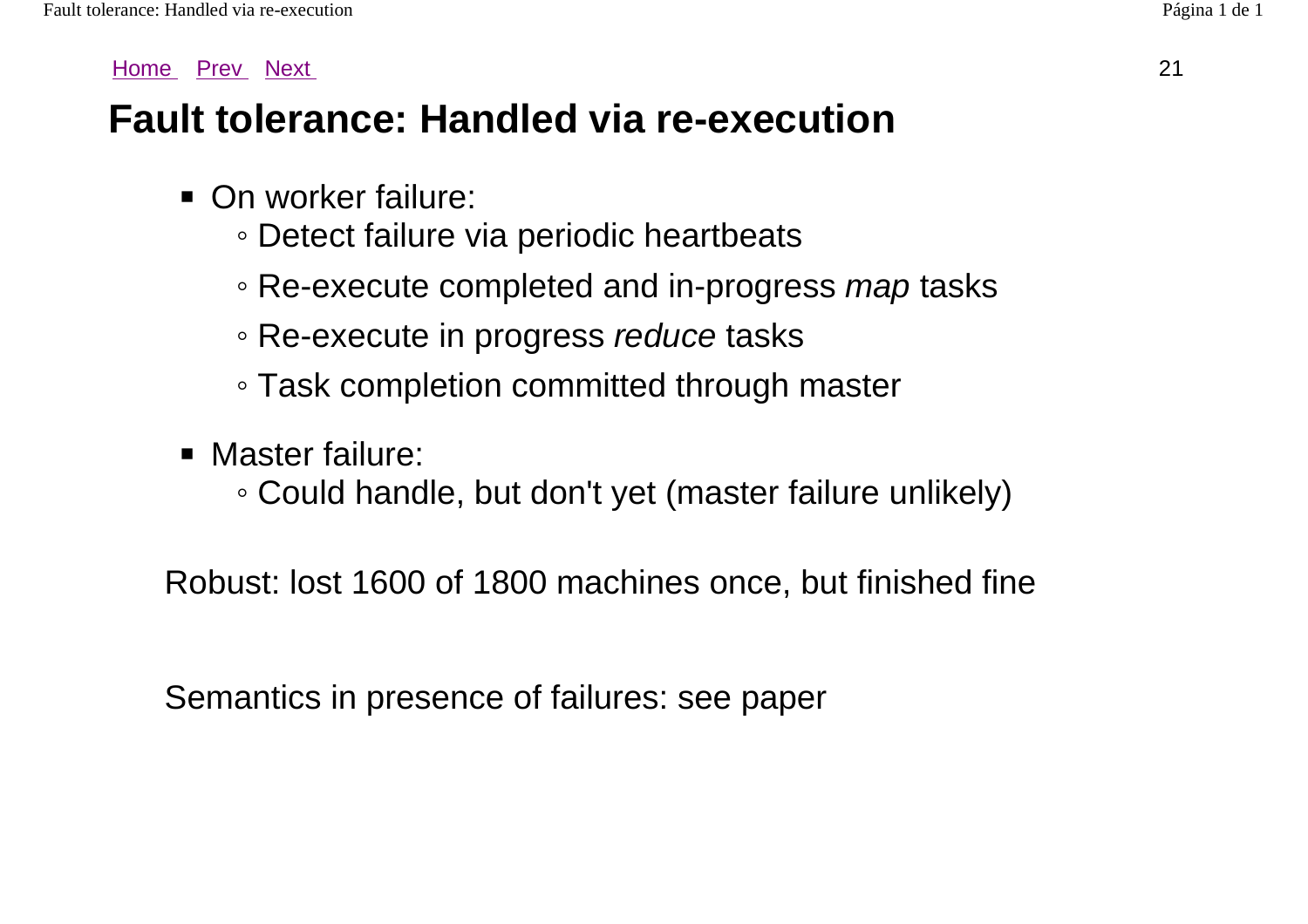Home Prev Next

# Fault tolerance: Handled via re-execution

- On worker failure:
  - Detect failure via periodic heartbeats
  - Re-execute completed and in-progress *map* tasks
  - Re-execute in progress *reduce* tasks
  - Task completion committed through master
- Master failure:
  - Could handle, but don't yet (master failure unlikely)

Robust: lost 1600 of 1800 machines once, but finished fine

Semantics in presence of failures: see paper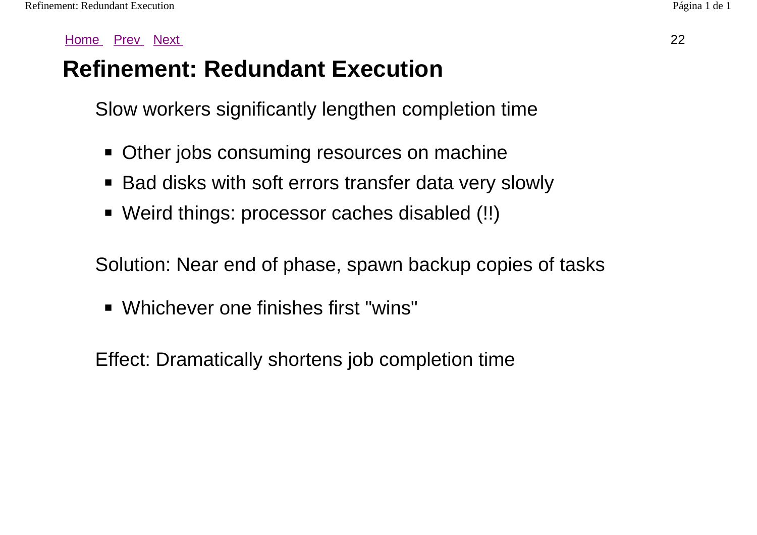# Refinement: Redundant Execution

Slow workers significantly lengthen completion time

- Other jobs consuming resources on machine
- Bad disks with soft errors transfer data very slowly
- Weird things: processor caches disabled (!!)

Solution: Near end of phase, spawn backup copies of tasks

- Whichever one finishes first "wins"

Effect: Dramatically shortens job completion time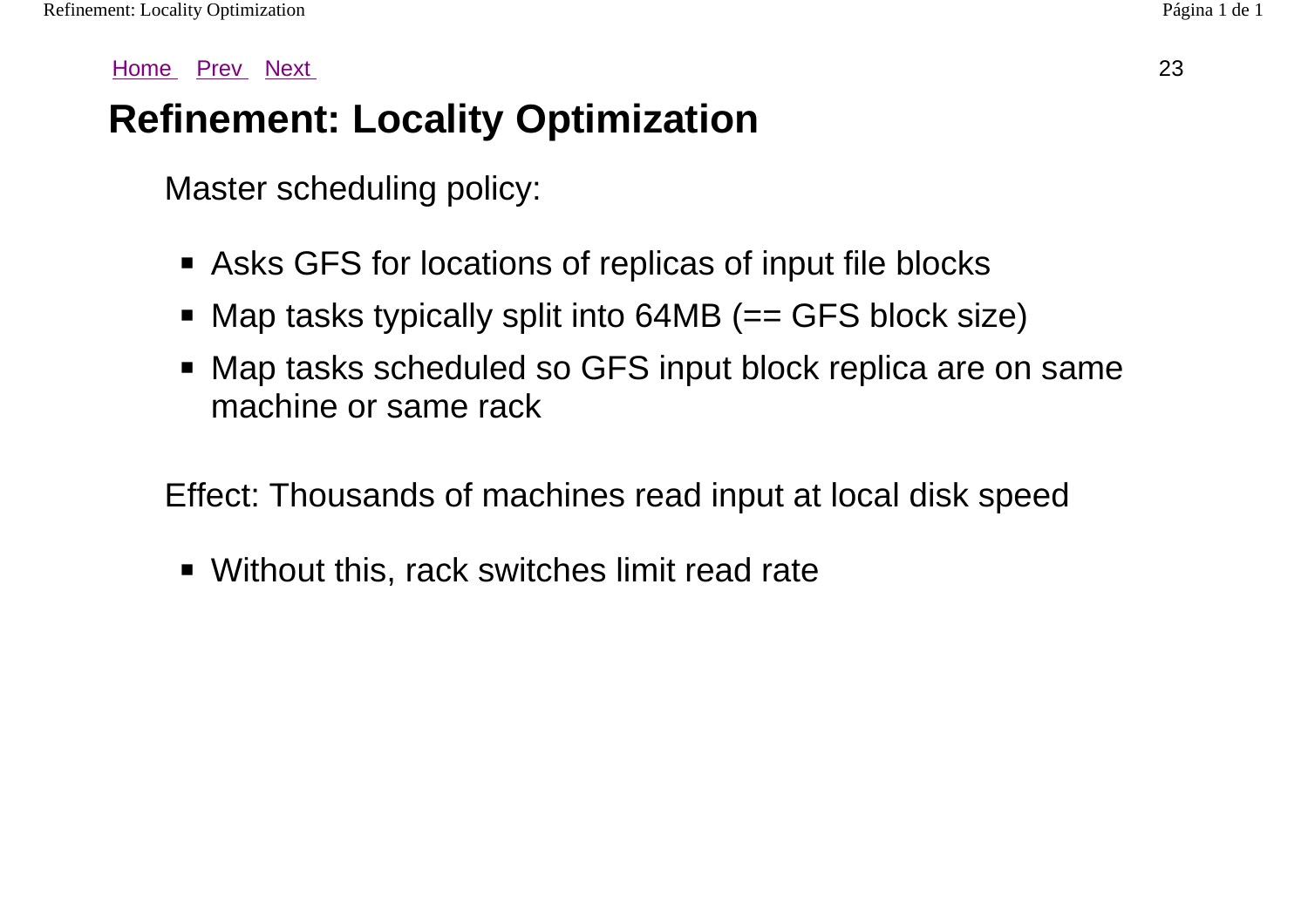# Refinement: Locality Optimization

Master scheduling policy:

- Asks GFS for locations of replicas of input file blocks
- Map tasks typically split into 64MB (== GFS block size)
- Map tasks scheduled so GFS input block replica are on same machine or same rack

Effect: Thousands of machines read input at local disk speed

- Without this, rack switches limit read rate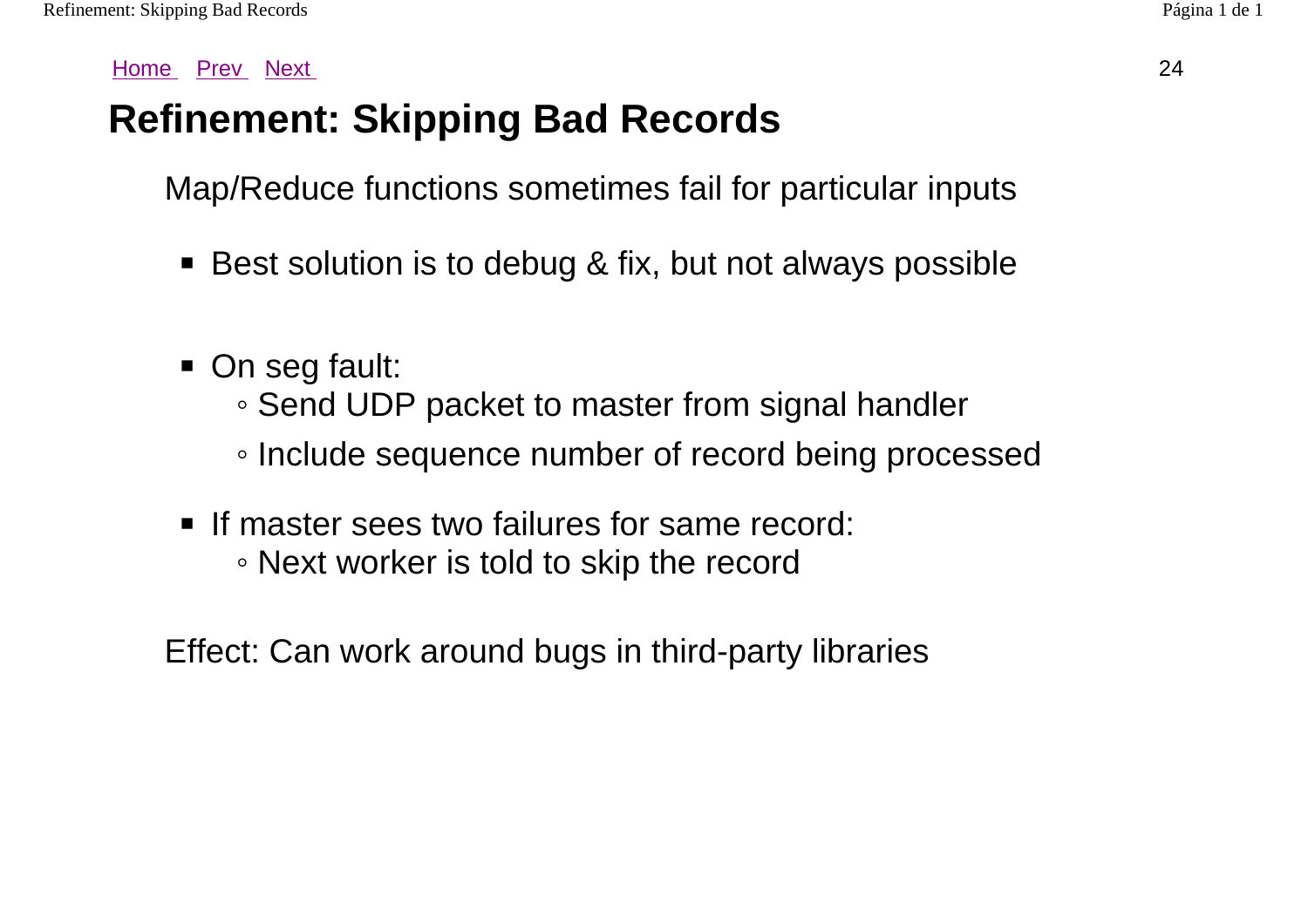# Refinement: Skipping Bad Records

Map/Reduce functions sometimes fail for particular inputs

- Best solution is to debug & fix, but not always possible
- On seg fault:
  - Send UDP packet to master from signal handler
  - Include sequence number of record being processed
- If master sees two failures for same record:
  - Next worker is told to skip the record

Effect: Can work around bugs in third-party libraries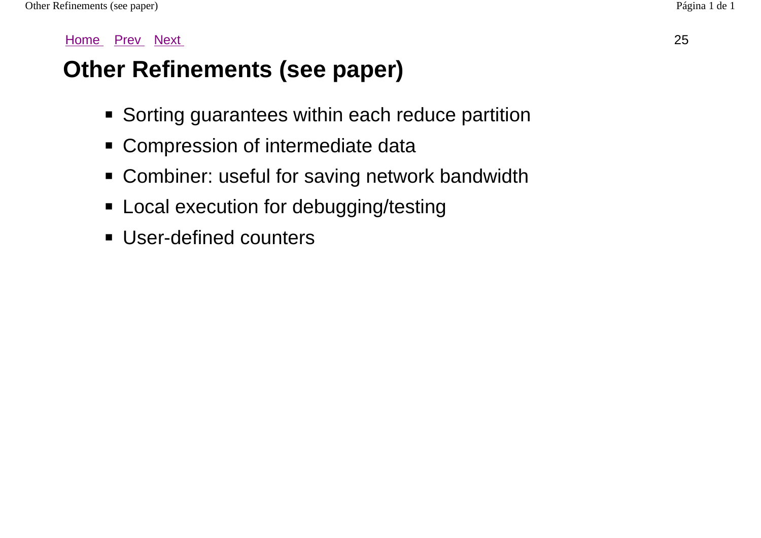Home Prev Next

# Other Refinements (see paper)

- Sorting guarantees within each reduce partition
- Compression of intermediate data
- Combiner: useful for saving network bandwidth
- Local execution for debugging/testing
- User-defined counters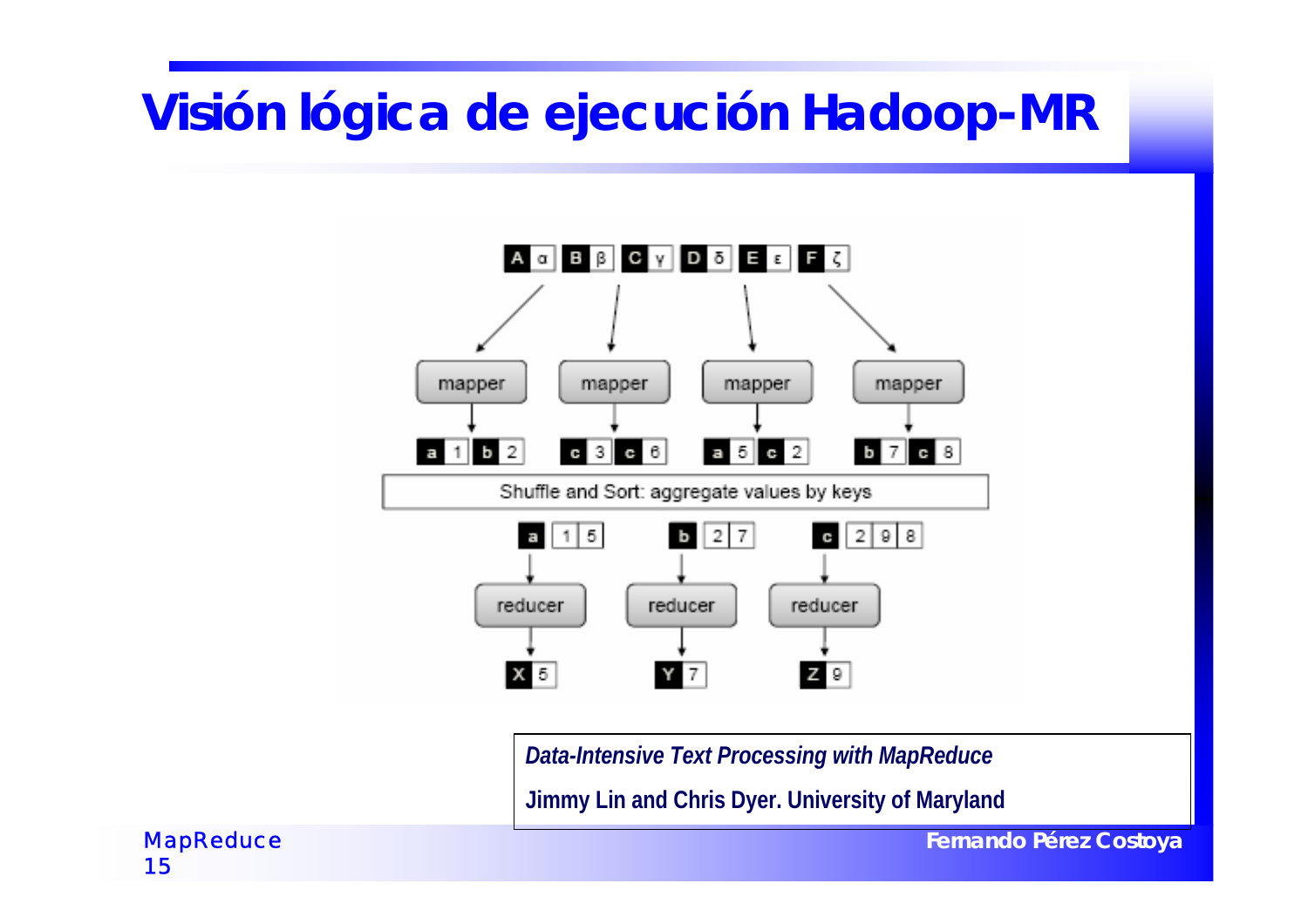# Visión lógica de ejecución Hadoop-MR

A α B β C γ D δ E ε F ζ

mapper mapper mapper mapper

a 1 b 2 | c 3 c 6 | a 5 c 2 | b 7 c 8

Shuffle and Sort: aggregate values by keys

a 1 5 | b 2 7 | c 2 9 8

reducer reducer reducer

X 5 | Y 7 | Z 9

***Data-Intensive Text Processing with MapReduce***

**Jimmy Lin and Chris Dyer. University of Maryland**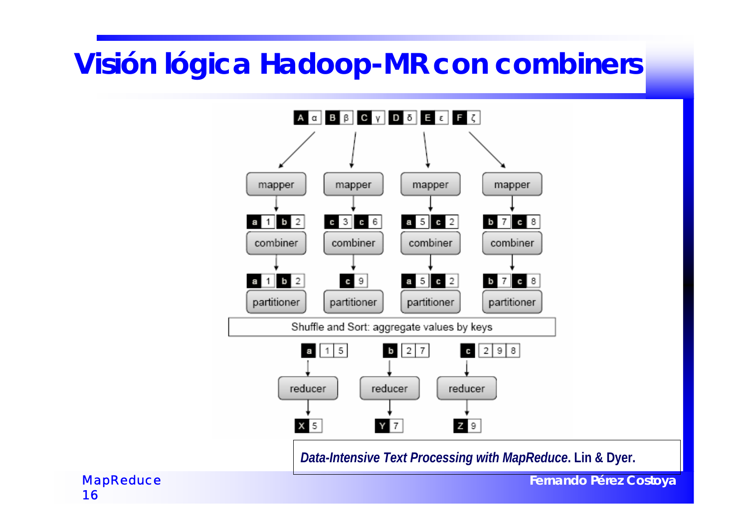# Visión lógica Hadoop-MR con combiners

*Data-Intensive Text Processing with MapReduce*. **Lin & Dyer.**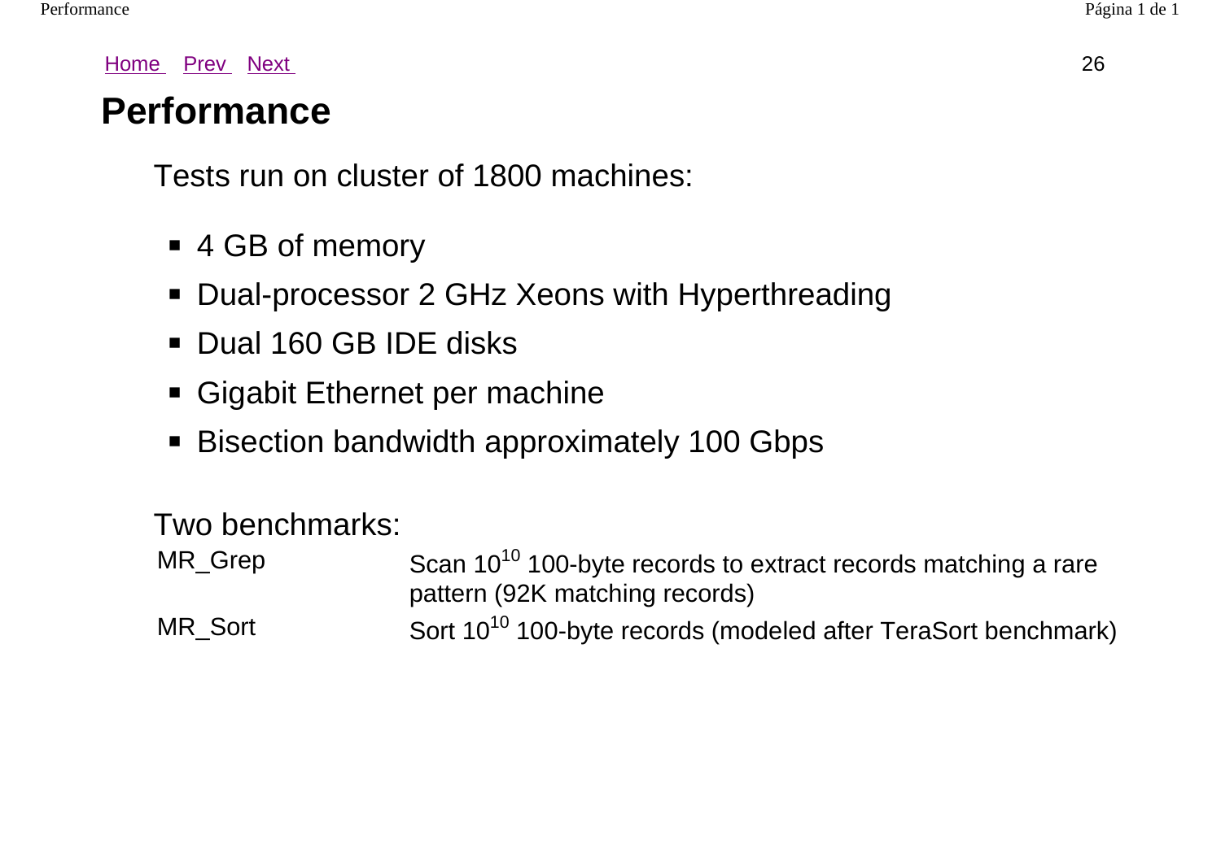Home Prev Next

# Performance

Tests run on cluster of 1800 machines:

- 4 GB of memory
- Dual-processor 2 GHz Xeons with Hyperthreading
- Dual 160 GB IDE disks
- Gigabit Ethernet per machine
- Bisection bandwidth approximately 100 Gbps

Two benchmarks:

| | |
|---|---|
| MR_Grep | Scan $10^{10}$ 100-byte records to extract records matching a rare pattern (92K matching records) |
| MR_Sort | Sort $10^{10}$ 100-byte records (modeled after TeraSort benchmark) |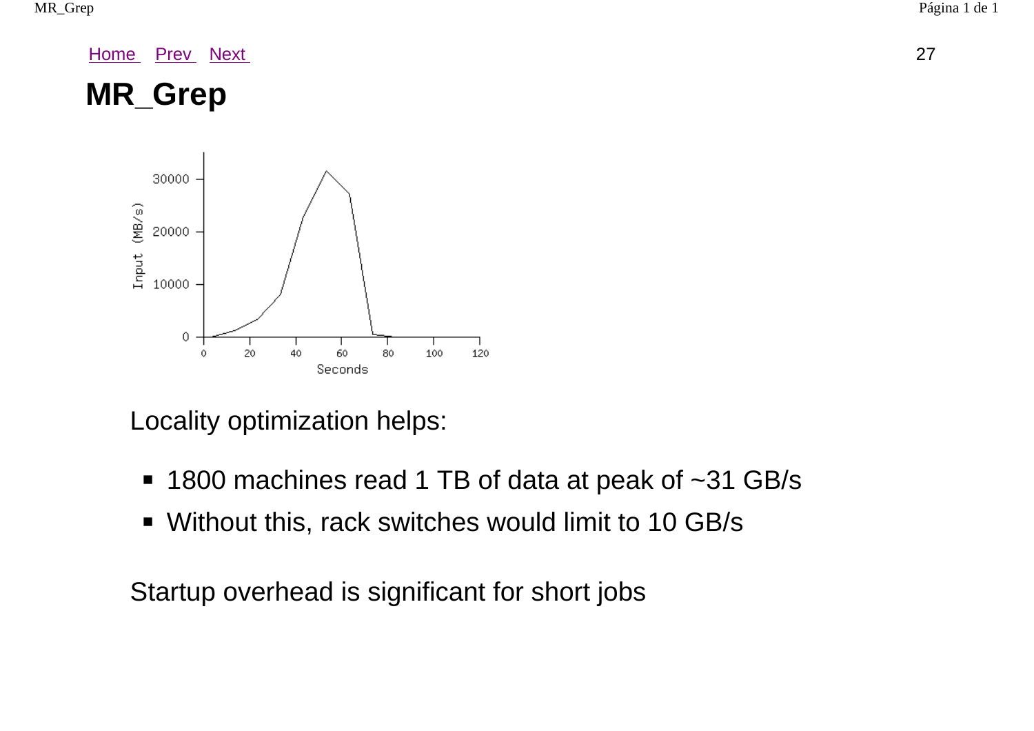Home Prev Next

# MR_Grep

Locality optimization helps:

- 1800 machines read 1 TB of data at peak of ~31 GB/s
- Without this, rack switches would limit to 10 GB/s

Startup overhead is significant for short jobs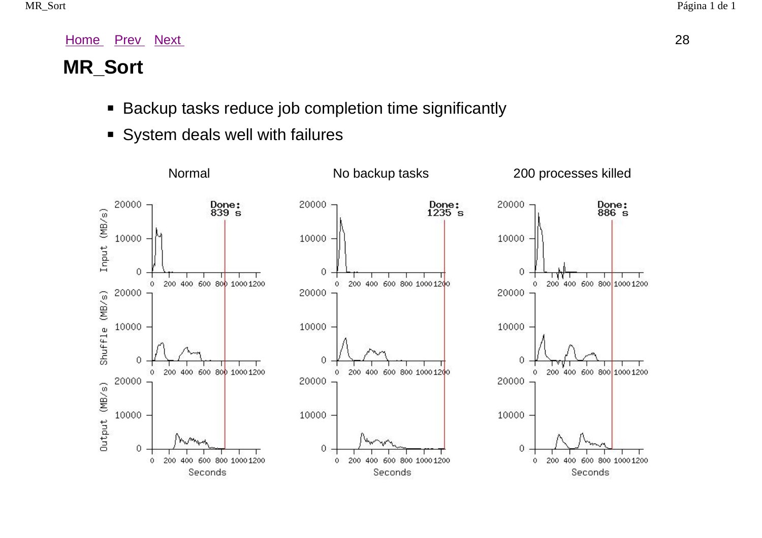Home Prev Next

# MR_Sort

- Backup tasks reduce job completion time significantly
- System deals well with failures

Normal | No backup tasks | 200 processes killed

Done: 839 s | Done: 1235 s | Done: 886 s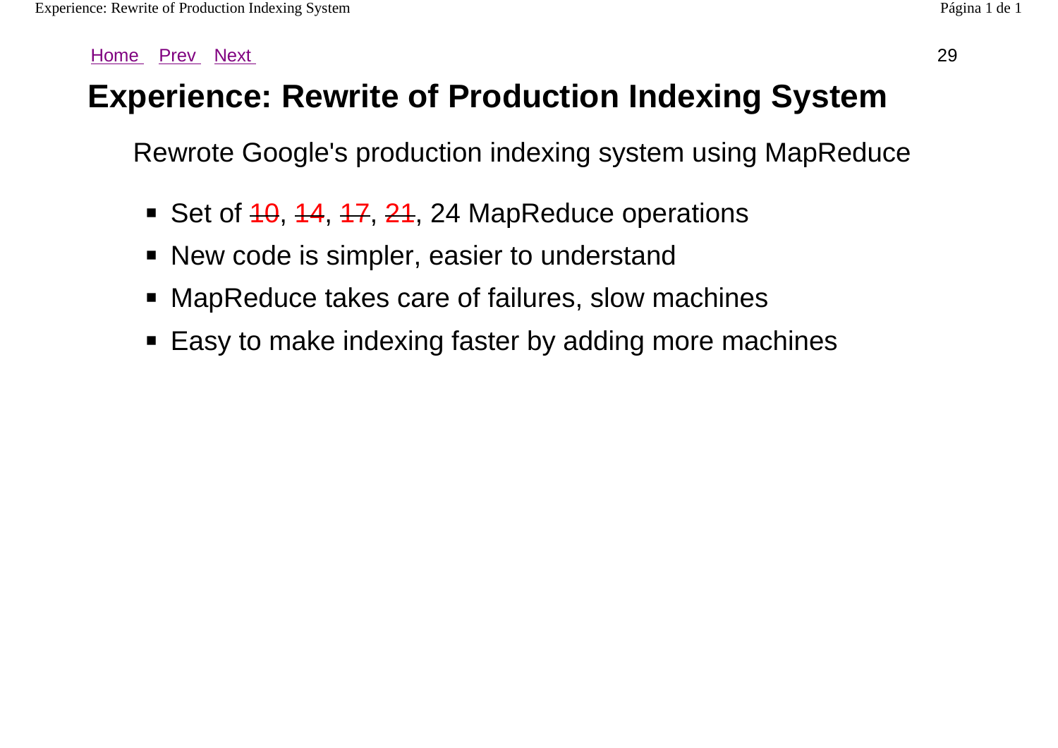# Experience: Rewrite of Production Indexing System

Rewrote Google's production indexing system using MapReduce

- Set of ~~10~~, ~~14~~, ~~17~~, ~~21~~, 24 MapReduce operations
- New code is simpler, easier to understand
- MapReduce takes care of failures, slow machines
- Easy to make indexing faster by adding more machines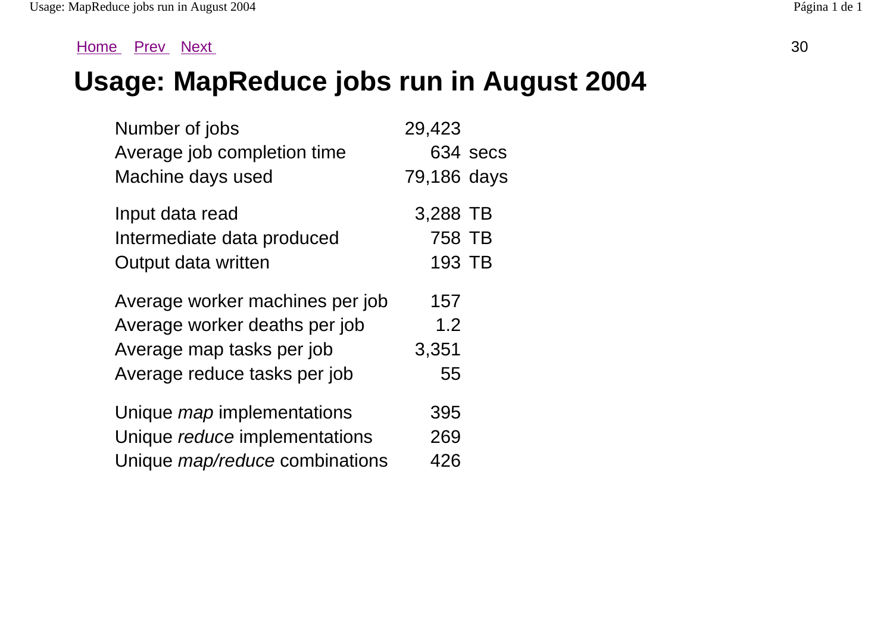Home Prev Next

# Usage: MapReduce jobs run in August 2004

| | |
|---|---|
| Number of jobs | 29,423 |
| Average job completion time | 634 secs |
| Machine days used | 79,186 days |
| Input data read | 3,288 TB |
| Intermediate data produced | 758 TB |
| Output data written | 193 TB |
| Average worker machines per job | 157 |
| Average worker deaths per job | 1.2 |
| Average map tasks per job | 3,351 |
| Average reduce tasks per job | 55 |
| Unique *map* implementations | 395 |
| Unique *reduce* implementations | 269 |
| Unique *map/reduce* combinations | 426 |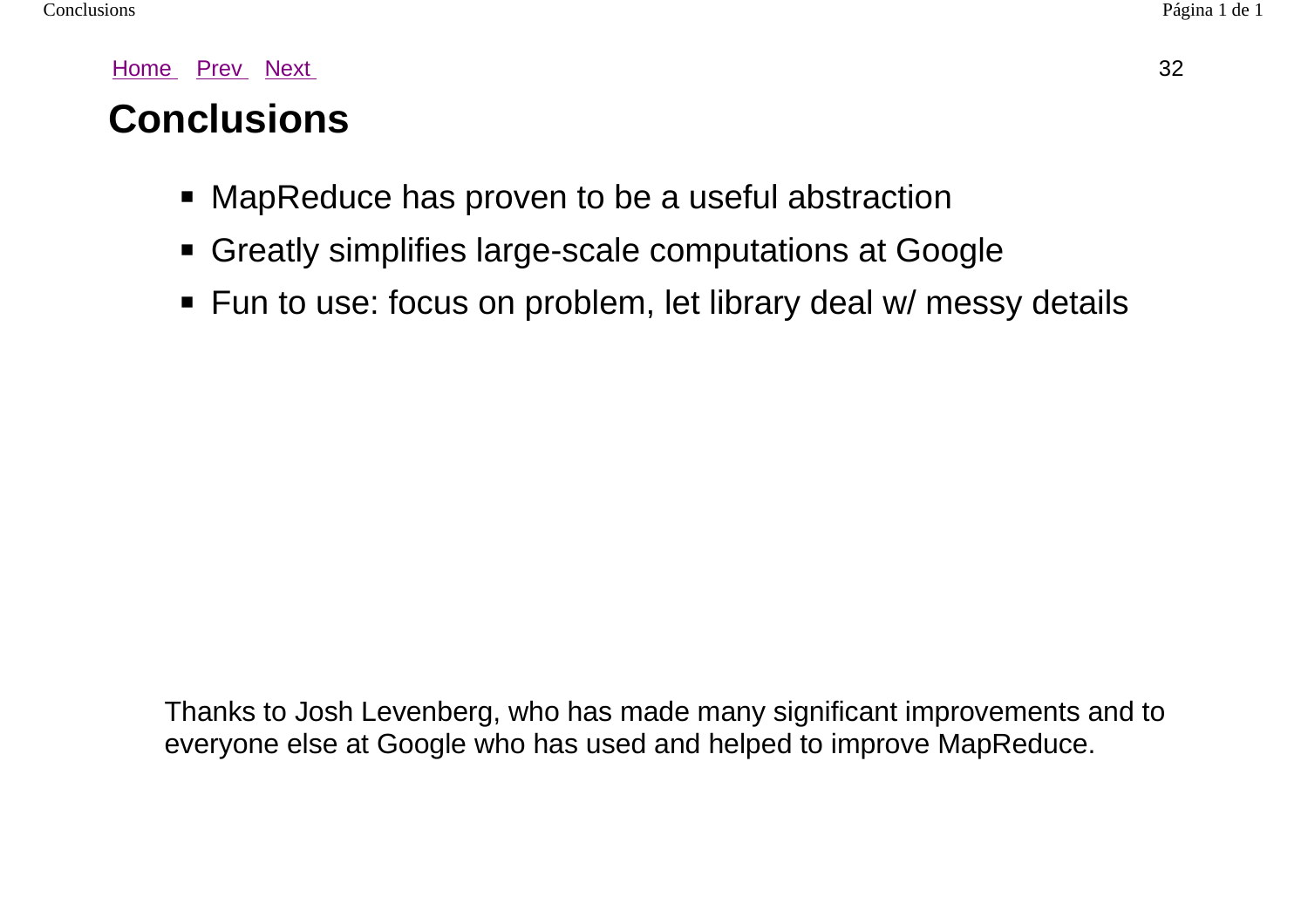Home Prev Next

# Conclusions

- MapReduce has proven to be a useful abstraction
- Greatly simplifies large-scale computations at Google
- Fun to use: focus on problem, let library deal w/ messy details

Thanks to Josh Levenberg, who has made many significant improvements and to everyone else at Google who has used and helped to improve MapReduce.